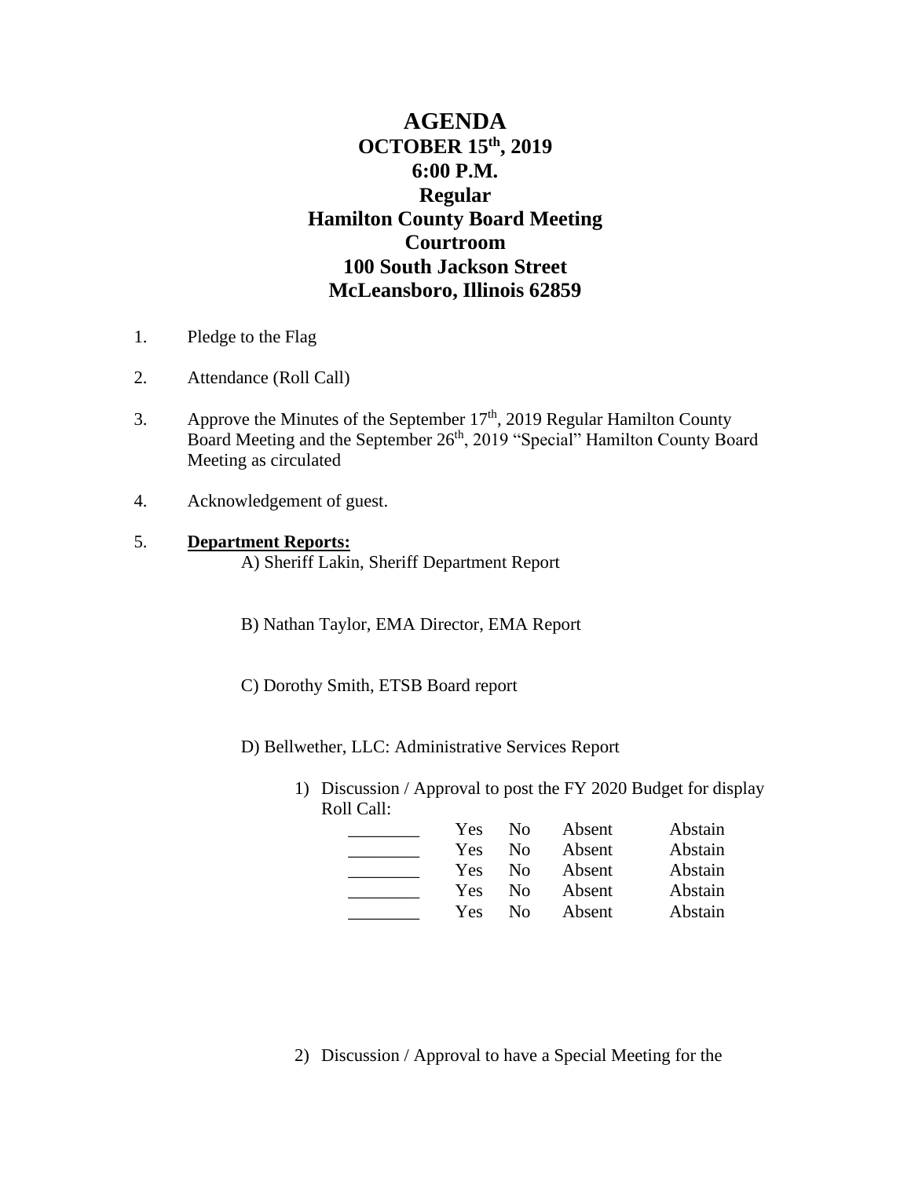# AGENDA
## OCTOBER 15th, 2019
## 6:00 P.M.
## Regular
## Hamilton County Board Meeting
## Courtroom
## 100 South Jackson Street
## McLeansboro, Illinois 62859

1. Pledge to the Flag

2. Attendance (Roll Call)

3. Approve the Minutes of the September 17th, 2019 Regular Hamilton County Board Meeting and the September 26th, 2019 "Special" Hamilton County Board Meeting as circulated

4. Acknowledgement of guest.

5. **Department Reports:**

   A) Sheriff Lakin, Sheriff Department Report

   B) Nathan Taylor, EMA Director, EMA Report

   C) Dorothy Smith, ETSB Board report

   D) Bellwether, LLC: Administrative Services Report

   1) Discussion / Approval to post the FY 2020 Budget for display
      Roll Call:

      | | | | | |
      |---|---|---|---|---|
      | ________ | Yes | No | Absent | Abstain |
      | ________ | Yes | No | Absent | Abstain |
      | ________ | Yes | No | Absent | Abstain |
      | ________ | Yes | No | Absent | Abstain |
      | ________ | Yes | No | Absent | Abstain |

   2) Discussion / Approval to have a Special Meeting for the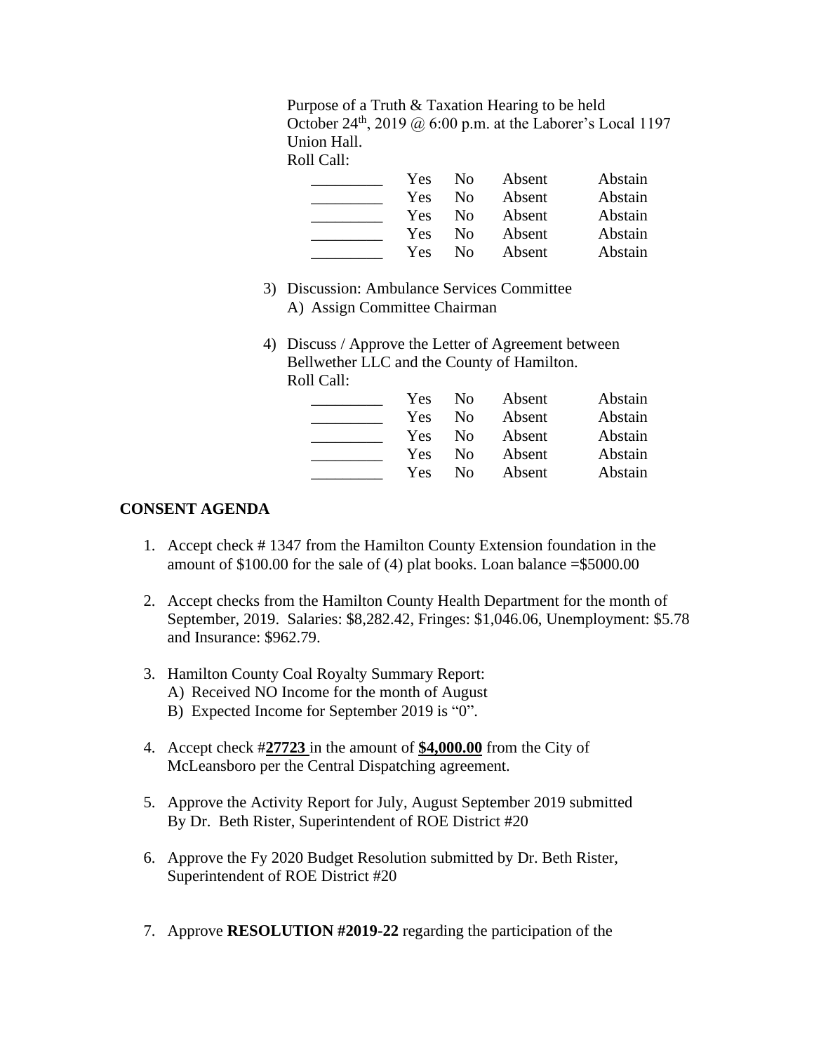Purpose of a Truth & Taxation Hearing to be held October 24th, 2019 @ 6:00 p.m. at the Laborer's Local 1197 Union Hall.
Roll Call:

| | | | | |
|---|---|---|---|---|
| _________ | Yes | No | Absent | Abstain |
| _________ | Yes | No | Absent | Abstain |
| _________ | Yes | No | Absent | Abstain |
| _________ | Yes | No | Absent | Abstain |
| _________ | Yes | No | Absent | Abstain |

3) Discussion: Ambulance Services Committee
   A) Assign Committee Chairman

4) Discuss / Approve the Letter of Agreement between Bellwether LLC and the County of Hamilton.
   Roll Call:

| | | | | |
|---|---|---|---|---|
| _________ | Yes | No | Absent | Abstain |
| _________ | Yes | No | Absent | Abstain |
| _________ | Yes | No | Absent | Abstain |
| _________ | Yes | No | Absent | Abstain |
| _________ | Yes | No | Absent | Abstain |

**CONSENT AGENDA**

1. Accept check # 1347 from the Hamilton County Extension foundation in the amount of $100.00 for the sale of (4) plat books. Loan balance =$5000.00

2. Accept checks from the Hamilton County Health Department for the month of September, 2019. Salaries: $8,282.42, Fringes: $1,046.06, Unemployment: $5.78 and Insurance: $962.79.

3. Hamilton County Coal Royalty Summary Report:
   A) Received NO Income for the month of August
   B) Expected Income for September 2019 is "0".

4. Accept check #**27723** in the amount of **$4,000.00** from the City of McLeansboro per the Central Dispatching agreement.

5. Approve the Activity Report for July, August September 2019 submitted By Dr. Beth Rister, Superintendent of ROE District #20

6. Approve the Fy 2020 Budget Resolution submitted by Dr. Beth Rister, Superintendent of ROE District #20

7. Approve **RESOLUTION #2019-22** regarding the participation of the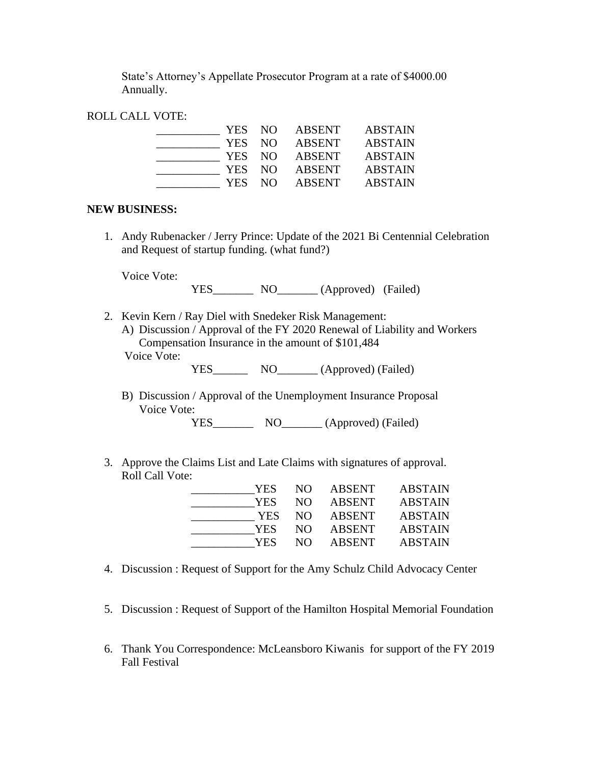State's Attorney's Appellate Prosecutor Program at a rate of $4000.00 Annually.

ROLL CALL VOTE:

| | | | | |
|---|---|---|---|---|
| ___________ | YES | NO | ABSENT | ABSTAIN |
| ___________ | YES | NO | ABSENT | ABSTAIN |
| ___________ | YES | NO | ABSENT | ABSTAIN |
| ___________ | YES | NO | ABSENT | ABSTAIN |
| ___________ | YES | NO | ABSENT | ABSTAIN |

**NEW BUSINESS:**

1. Andy Rubenacker / Jerry Prince: Update of the 2021 Bi Centennial Celebration and Request of startup funding. (what fund?)

   Voice Vote:

   YES_______ NO_______ (Approved) (Failed)

2. Kevin Kern / Ray Diel with Snedeker Risk Management:
   A) Discussion / Approval of the FY 2020 Renewal of Liability and Workers Compensation Insurance in the amount of $101,484
   Voice Vote:

   YES______ NO_______ (Approved) (Failed)

   B) Discussion / Approval of the Unemployment Insurance Proposal
   Voice Vote:

   YES_______ NO_______ (Approved) (Failed)

3. Approve the Claims List and Late Claims with signatures of approval.
   Roll Call Vote:

| | | | | |
|---|---|---|---|---|
| ___________ | YES | NO | ABSENT | ABSTAIN |
| ___________ | YES | NO | ABSENT | ABSTAIN |
| ___________ | YES | NO | ABSENT | ABSTAIN |
| ___________ | YES | NO | ABSENT | ABSTAIN |
| ___________ | YES | NO | ABSENT | ABSTAIN |

4. Discussion : Request of Support for the Amy Schulz Child Advocacy Center

5. Discussion : Request of Support of the Hamilton Hospital Memorial Foundation

6. Thank You Correspondence: McLeansboro Kiwanis for support of the FY 2019 Fall Festival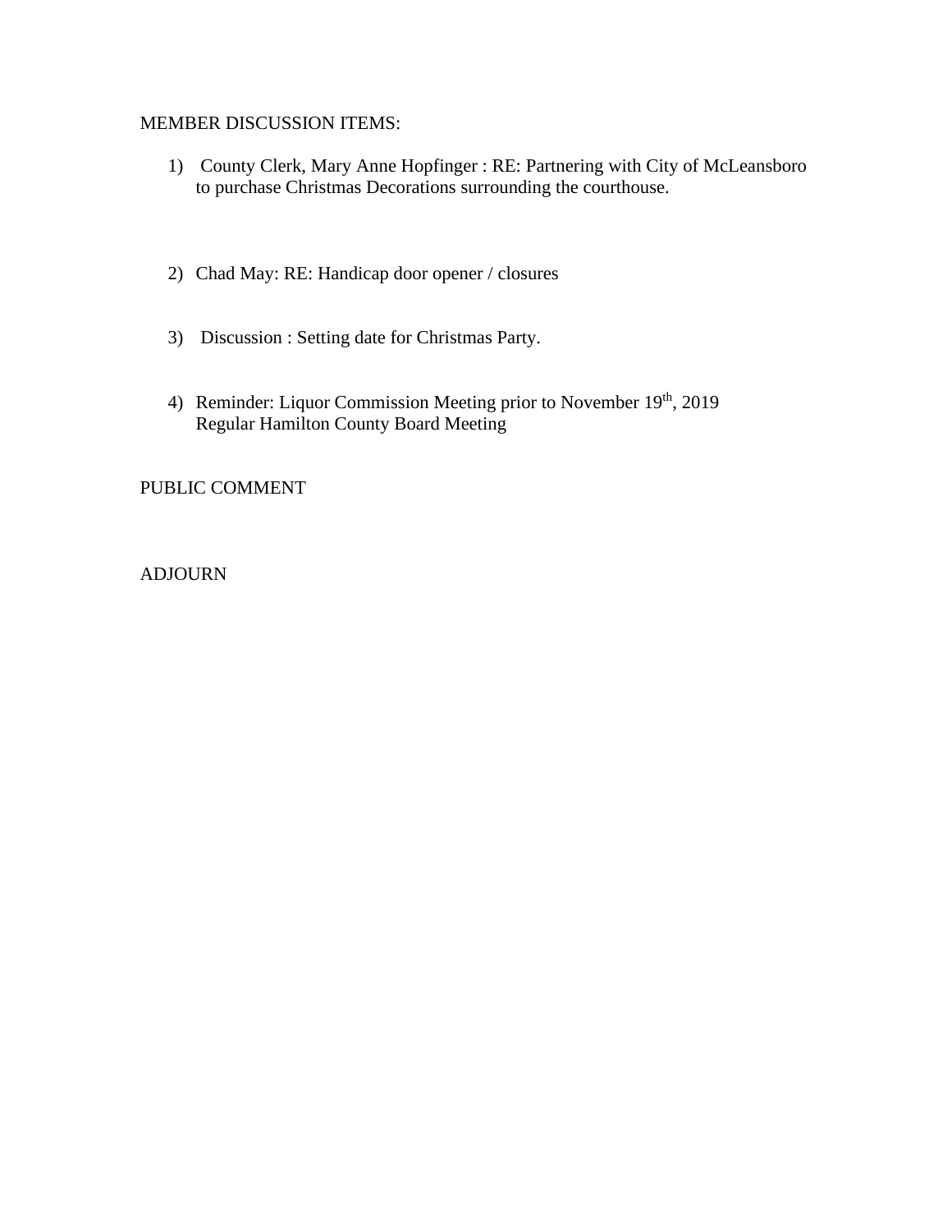MEMBER DISCUSSION ITEMS:

1) County Clerk, Mary Anne Hopfinger : RE: Partnering with City of McLeansboro to purchase Christmas Decorations surrounding the courthouse.

2) Chad May: RE: Handicap door opener / closures

3) Discussion : Setting date for Christmas Party.

4) Reminder: Liquor Commission Meeting prior to November 19th, 2019 Regular Hamilton County Board Meeting

PUBLIC COMMENT

ADJOURN